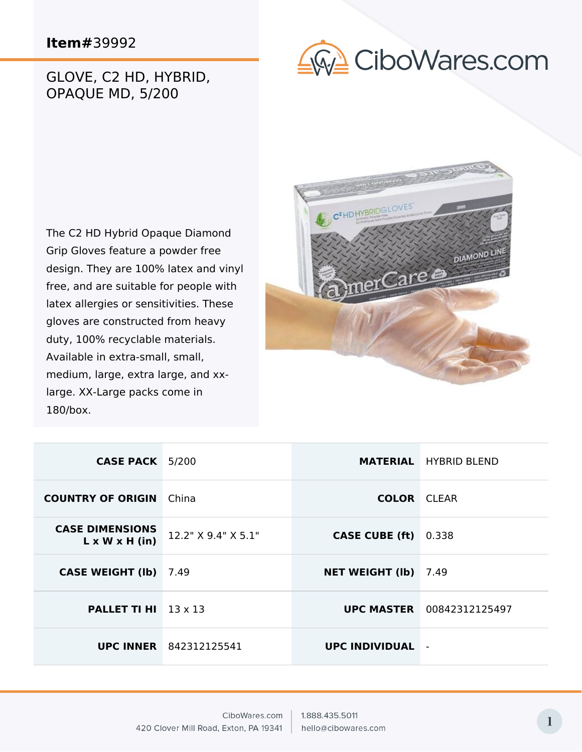**Item#**39992

# GLOVE, C2 HD, HYBRID, OPAQUE MD, 5/200

The C2 HD Hybrid Opaque Diamond Grip Gloves feature a powder free design. They are 100% latex and vinyl free, and are suitable for people with latex allergies or sensitivities. These gloves are constructed from heavy duty, 100% recyclable materials. Available in extra-small, small, medium, large, extra large, and xx-large. XX-Large packs come in 180/box.

| | | | |
|---|---|---|---|
| **CASE PACK** | 5/200 | **MATERIAL** | HYBRID BLEND |
| **COUNTRY OF ORIGIN** | China | **COLOR** | CLEAR |
| **CASE DIMENSIONS L x W x H (in)** | 12.2" X 9.4" X 5.1" | **CASE CUBE (ft)** | 0.338 |
| **CASE WEIGHT (lb)** | 7.49 | **NET WEIGHT (lb)** | 7.49 |
| **PALLET TI HI** | 13 x 13 | **UPC MASTER** | 00842312125497 |
| **UPC INNER** | 842312125541 | **UPC INDIVIDUAL** | - |

CiboWares.com
420 Clover Mill Road, Exton, PA 19341
1.888.435.5011
hello@cibowares.com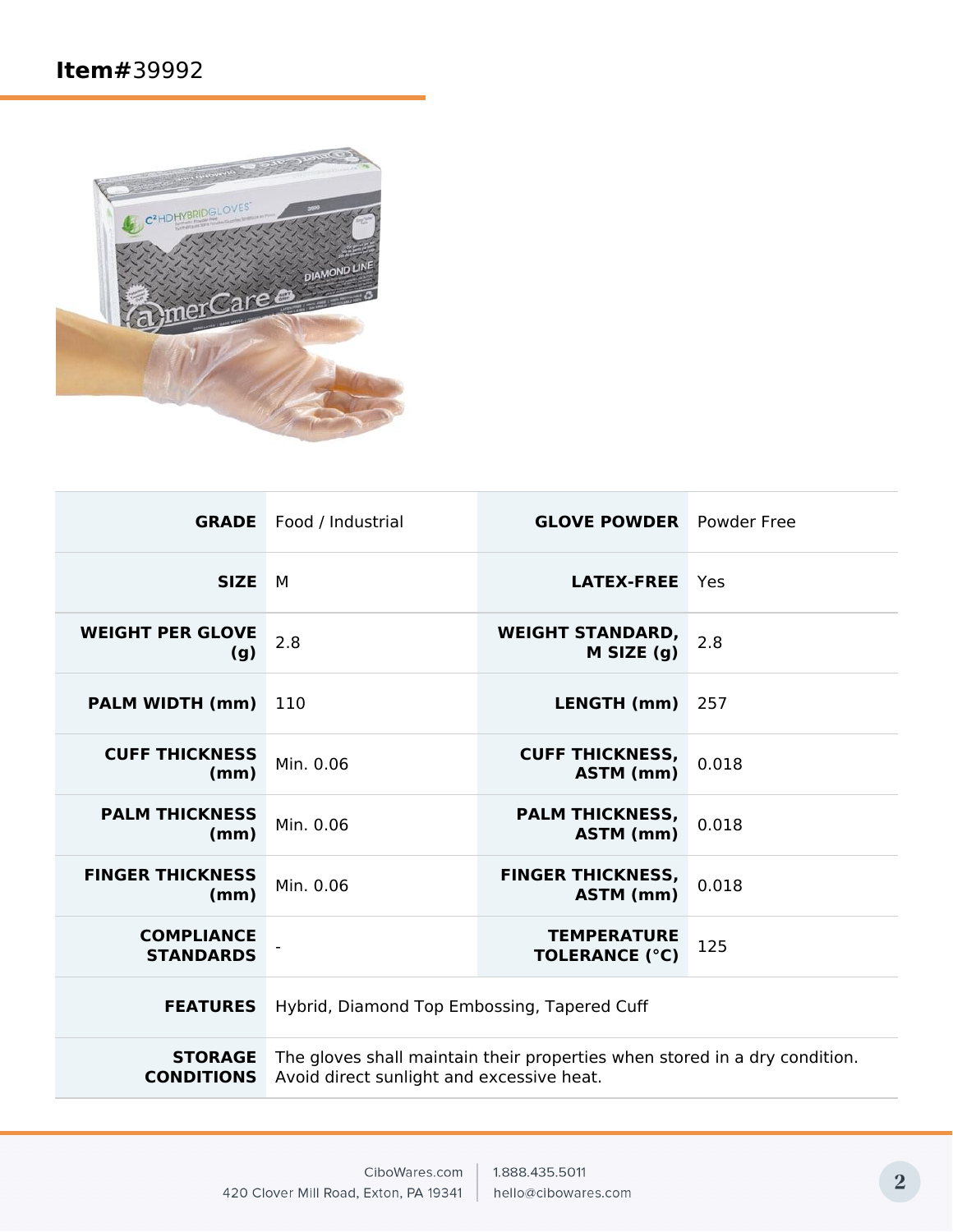**Item#**39992

| | | | |
|---|---|---|---|
| **GRADE** | Food / Industrial | **GLOVE POWDER** | Powder Free |
| **SIZE** | M | **LATEX-FREE** | Yes |
| **WEIGHT PER GLOVE (g)** | 2.8 | **WEIGHT STANDARD, M SIZE (g)** | 2.8 |
| **PALM WIDTH (mm)** | 110 | **LENGTH (mm)** | 257 |
| **CUFF THICKNESS (mm)** | Min. 0.06 | **CUFF THICKNESS, ASTM (mm)** | 0.018 |
| **PALM THICKNESS (mm)** | Min. 0.06 | **PALM THICKNESS, ASTM (mm)** | 0.018 |
| **FINGER THICKNESS (mm)** | Min. 0.06 | **FINGER THICKNESS, ASTM (mm)** | 0.018 |
| **COMPLIANCE STANDARDS** | - | **TEMPERATURE TOLERANCE (°C)** | 125 |
| **FEATURES** | Hybrid, Diamond Top Embossing, Tapered Cuff | | |
| **STORAGE CONDITIONS** | The gloves shall maintain their properties when stored in a dry condition. Avoid direct sunlight and excessive heat. | | |

CiboWares.com
420 Clover Mill Road, Exton, PA 19341

1.888.435.5011
hello@cibowares.com